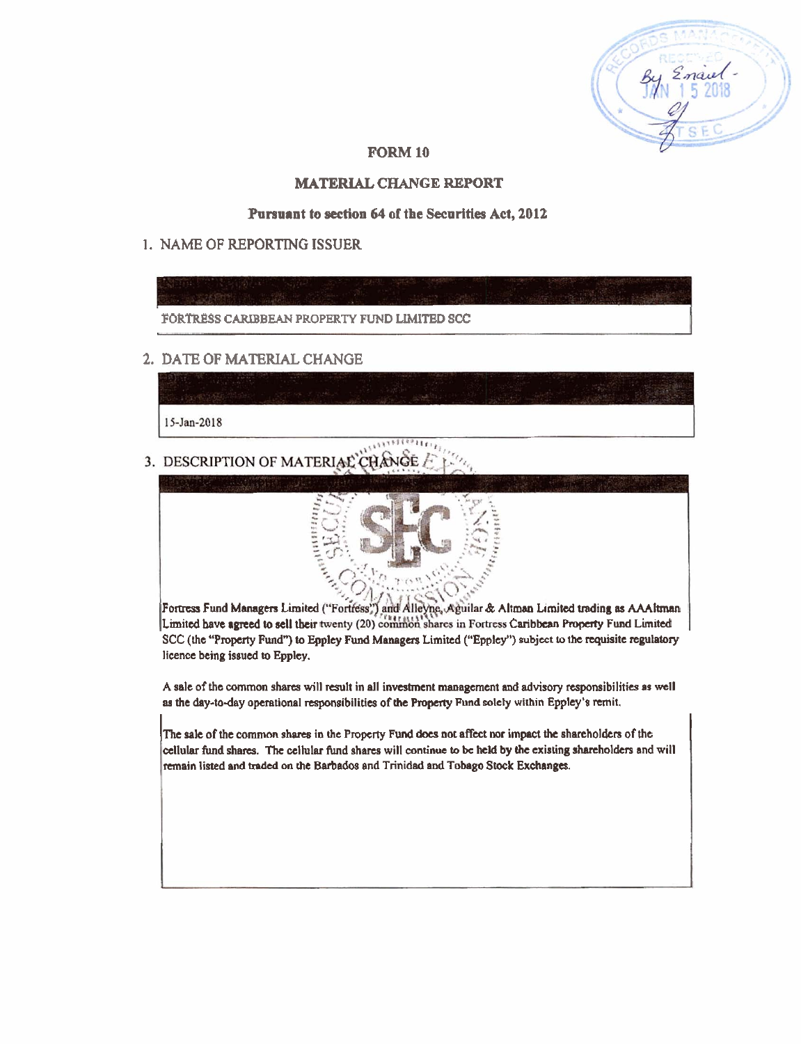# FORM 10

## MATERIAL CHANGE REPORT

**Pursuant to section 64 of the Securities Act, 2012**

1. NAME OF REPORTING ISSUER

FORTRESS CARIBBEAN PROPERTY FUND LIMITED SCC

2. DATE OF MATERIAL CHANGE

15-Jan-2018

3. DESCRIPTION OF MATERIAL CHANGE

Fortress Fund Managers Limited ("Fortress") and Alleyne, Aguilar & Altman Limited trading as AAAltman Limited have agreed to sell their twenty (20) common shares in Fortress Caribbean Property Fund Limited SCC (the "Property Fund") to Eppley Fund Managers Limited ("Eppley") subject to the requisite regulatory licence being issued to Eppley.

A sale of the common shares will result in all investment management and advisory responsibilities as well as the day-to-day operational responsibilities of the Property Fund solely within Eppley's remit.

The sale of the common shares in the Property Fund does not affect nor impact the shareholders of the cellular fund shares. The cellular fund shares will continue to be held by the existing shareholders and will remain listed and traded on the Barbados and Trinidad and Tobago Stock Exchanges.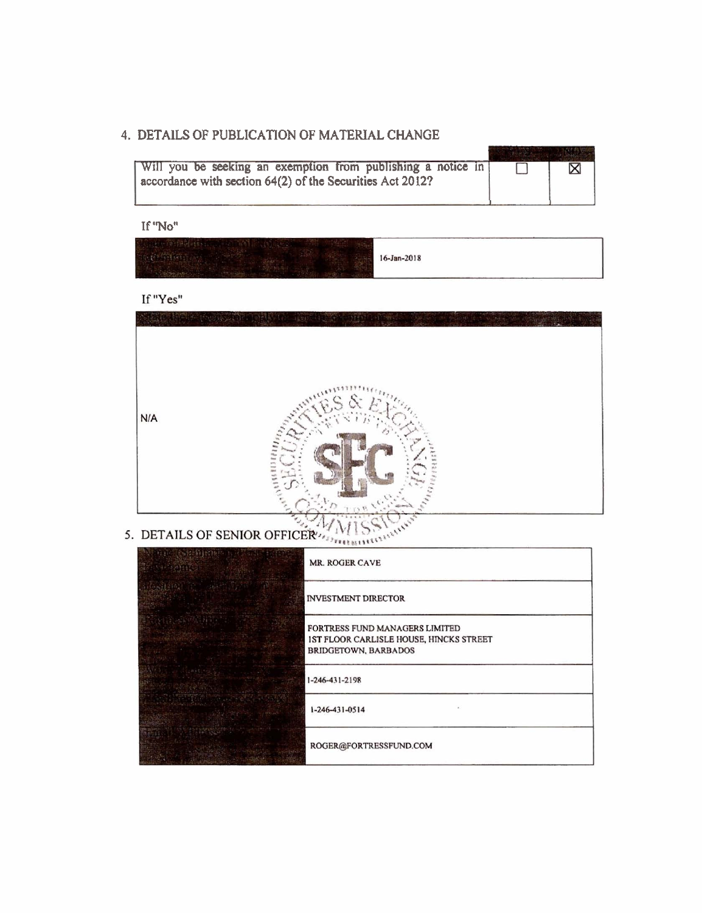## 4. DETAILS OF PUBLICATION OF MATERIAL CHANGE

| | Yes | No |
|---|---|---|
| Will you be seeking an exemption from publishing a notice in accordance with section 64(2) of the Securities Act 2012? | ☐ | ☒ |

If "No"

| Date of publication of notice/communication | 16-Jan-2018 |
|---|---|

If "Yes"

| State the reasons for seeking the exemption |
|---|
| N/A |

## 5. DETAILS OF SENIOR OFFICER

| | |
|---|---|
| Name (Surname, first name, middle name) | MR. ROGER CAVE |
| Designation/Title | INVESTMENT DIRECTOR |
| Business Address | FORTRESS FUND MANAGERS LIMITED<br>1ST FLOOR CARLISLE HOUSE, HINCKS STREET<br>BRIDGETOWN, BARBADOS |
| Work Phone | 1-246-431-2198 |
| Fax Number | 1-246-431-0514 |
| Email Address | ROGER@FORTRESSFUND.COM |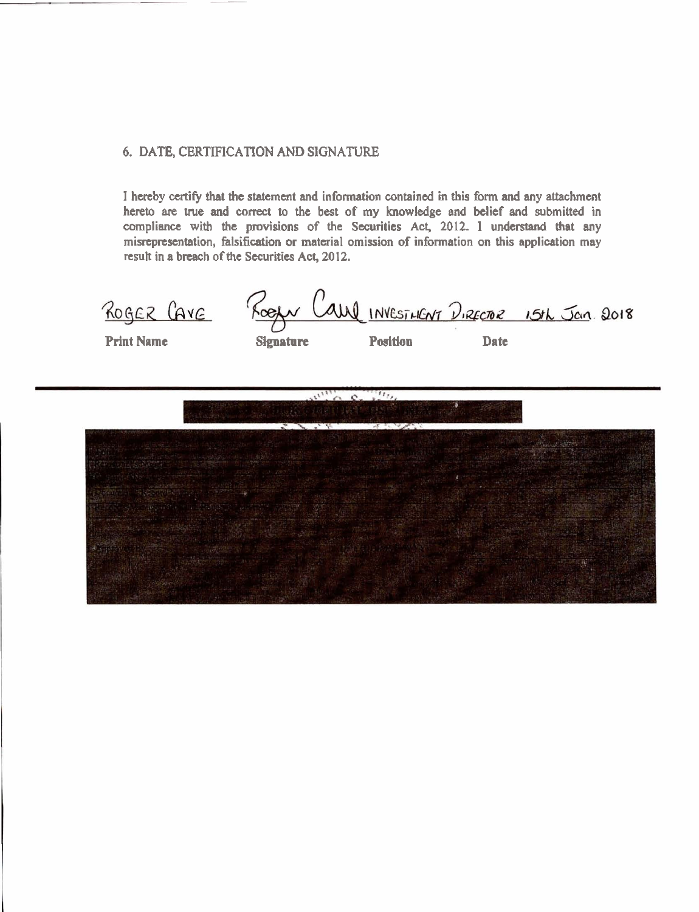## 6. DATE, CERTIFICATION AND SIGNATURE

I hereby certify that the statement and information contained in this form and any attachment hereto are true and correct to the best of my knowledge and belief and submitted in compliance with the provisions of the Securities Act, 2012. I understand that any misrepresentation, falsification or material omission of information on this application may result in a breach of the Securities Act, 2012.

| ROGER CAVE | Roger Cave | INVESTMENT DIRECTOR | 15th Jan 2018 |
|---|---|---|---|
| **Print Name** | **Signature** | **Position** | **Date** |